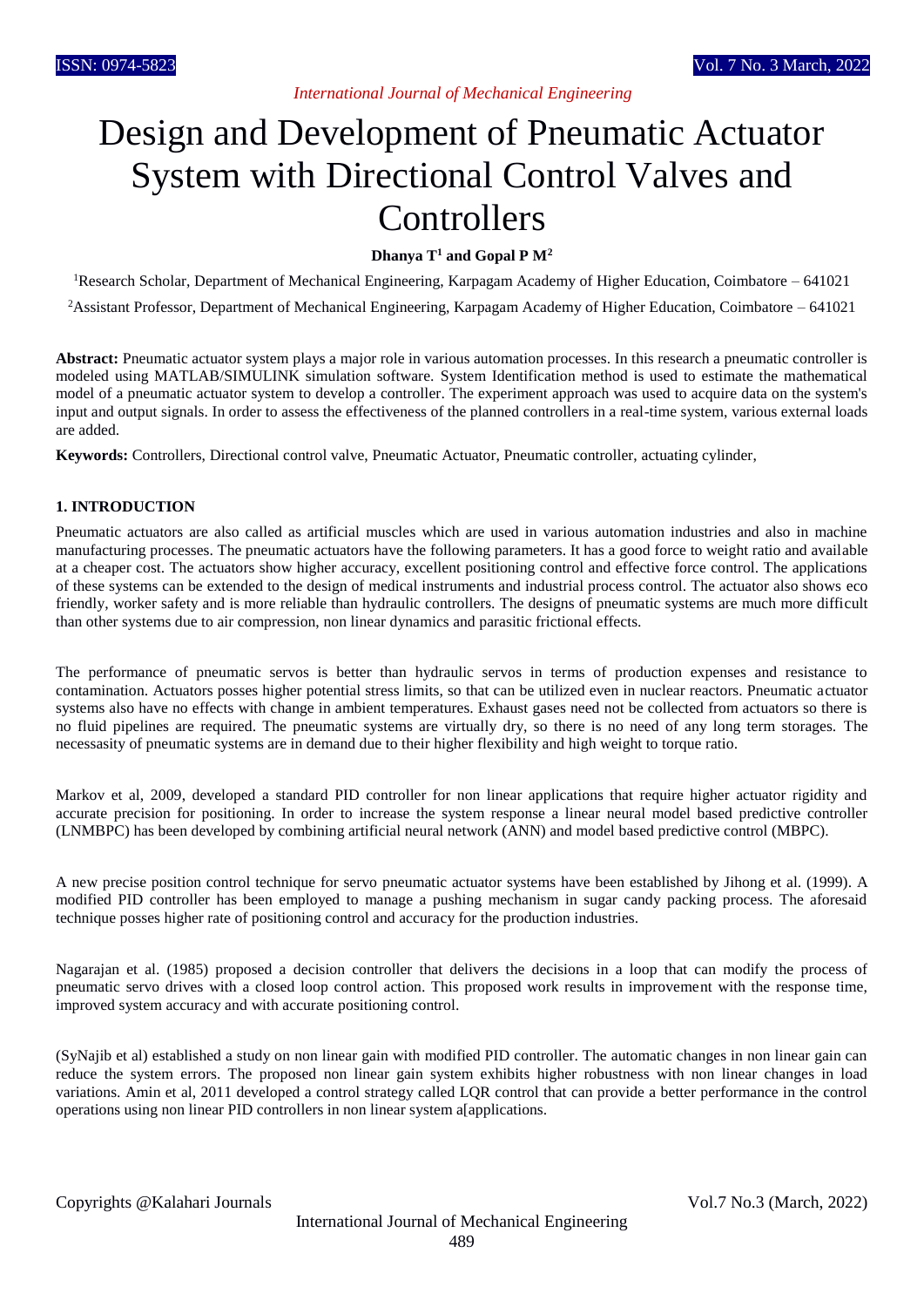# Design and Development of Pneumatic Actuator System with Directional Control Valves and Controllers

**Dhanya T[1] and Gopal P M[2]**

[1]Research Scholar, Department of Mechanical Engineering, Karpagam Academy of Higher Education, Coimbatore – 641021

[2]Assistant Professor, Department of Mechanical Engineering, Karpagam Academy of Higher Education, Coimbatore – 641021

**Abstract:** Pneumatic actuator system plays a major role in various automation processes. In this research a pneumatic controller is modeled using MATLAB/SIMULINK simulation software. System Identification method is used to estimate the mathematical model of a pneumatic actuator system to develop a controller. The experiment approach was used to acquire data on the system's input and output signals. In order to assess the effectiveness of the planned controllers in a real-time system, various external loads are added.

**Keywords:** Controllers, Directional control valve, Pneumatic Actuator, Pneumatic controller, actuating cylinder,

## 1. INTRODUCTION

Pneumatic actuators are also called as artificial muscles which are used in various automation industries and also in machine manufacturing processes. The pneumatic actuators have the following parameters. It has a good force to weight ratio and available at a cheaper cost. The actuators show higher accuracy, excellent positioning control and effective force control. The applications of these systems can be extended to the design of medical instruments and industrial process control. The actuator also shows eco friendly, worker safety and is more reliable than hydraulic controllers. The designs of pneumatic systems are much more difficult than other systems due to air compression, non linear dynamics and parasitic frictional effects.

The performance of pneumatic servos is better than hydraulic servos in terms of production expenses and resistance to contamination. Actuators posses higher potential stress limits, so that can be utilized even in nuclear reactors. Pneumatic actuator systems also have no effects with change in ambient temperatures. Exhaust gases need not be collected from actuators so there is no fluid pipelines are required. The pneumatic systems are virtually dry, so there is no need of any long term storages. The necessasity of pneumatic systems are in demand due to their higher flexibility and high weight to torque ratio.

Markov et al, 2009, developed a standard PID controller for non linear applications that require higher actuator rigidity and accurate precision for positioning. In order to increase the system response a linear neural model based predictive controller (LNMBPC) has been developed by combining artificial neural network (ANN) and model based predictive control (MBPC).

A new precise position control technique for servo pneumatic actuator systems have been established by Jihong et al. (1999). A modified PID controller has been employed to manage a pushing mechanism in sugar candy packing process. The aforesaid technique posses higher rate of positioning control and accuracy for the production industries.

Nagarajan et al. (1985) proposed a decision controller that delivers the decisions in a loop that can modify the process of pneumatic servo drives with a closed loop control action. This proposed work results in improvement with the response time, improved system accuracy and with accurate positioning control.

(SyNajib et al) established a study on non linear gain with modified PID controller. The automatic changes in non linear gain can reduce the system errors. The proposed non linear gain system exhibits higher robustness with non linear changes in load variations. Amin et al, 2011 developed a control strategy called LQR control that can provide a better performance in the control operations using non linear PID controllers in non linear system a[applications.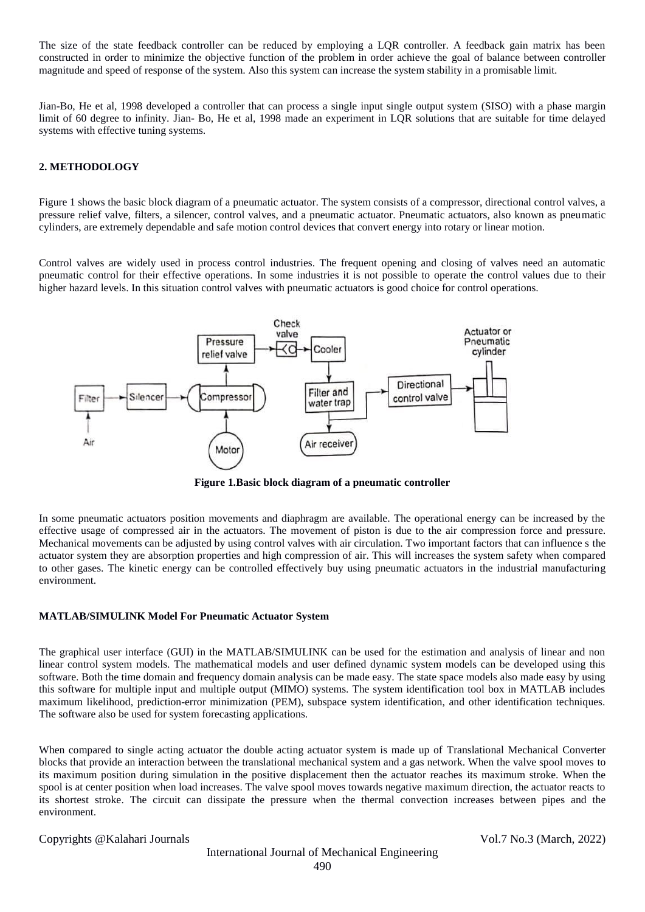The size of the state feedback controller can be reduced by employing a LQR controller. A feedback gain matrix has been constructed in order to minimize the objective function of the problem in order achieve the goal of balance between controller magnitude and speed of response of the system. Also this system can increase the system stability in a promisable limit.

Jian-Bo, He et al, 1998 developed a controller that can process a single input single output system (SISO) with a phase margin limit of 60 degree to infinity. Jian- Bo, He et al, 1998 made an experiment in LQR solutions that are suitable for time delayed systems with effective tuning systems.

## 2. METHODOLOGY

Figure 1 shows the basic block diagram of a pneumatic actuator. The system consists of a compressor, directional control valves, a pressure relief valve, filters, a silencer, control valves, and a pneumatic actuator. Pneumatic actuators, also known as pneumatic cylinders, are extremely dependable and safe motion control devices that convert energy into rotary or linear motion.

Control valves are widely used in process control industries. The frequent opening and closing of valves need an automatic pneumatic control for their effective operations. In some industries it is not possible to operate the control values due to their higher hazard levels. In this situation control valves with pneumatic actuators is good choice for control operations.

**Figure 1.Basic block diagram of a pneumatic controller**

In some pneumatic actuators position movements and diaphragm are available. The operational energy can be increased by the effective usage of compressed air in the actuators. The movement of piston is due to the air compression force and pressure. Mechanical movements can be adjusted by using control valves with air circulation. Two important factors that can influence s the actuator system they are absorption properties and high compression of air. This will increases the system safety when compared to other gases. The kinetic energy can be controlled effectively buy using pneumatic actuators in the industrial manufacturing environment.

### MATLAB/SIMULINK Model For Pneumatic Actuator System

The graphical user interface (GUI) in the MATLAB/SIMULINK can be used for the estimation and analysis of linear and non linear control system models. The mathematical models and user defined dynamic system models can be developed using this software. Both the time domain and frequency domain analysis can be made easy. The state space models also made easy by using this software for multiple input and multiple output (MIMO) systems. The system identification tool box in MATLAB includes maximum likelihood, prediction-error minimization (PEM), subspace system identification, and other identification techniques. The software also be used for system forecasting applications.

When compared to single acting actuator the double acting actuator system is made up of Translational Mechanical Converter blocks that provide an interaction between the translational mechanical system and a gas network. When the valve spool moves to its maximum position during simulation in the positive displacement then the actuator reaches its maximum stroke. When the spool is at center position when load increases. The valve spool moves towards negative maximum direction, the actuator reacts to its shortest stroke. The circuit can dissipate the pressure when the thermal convection increases between pipes and the environment.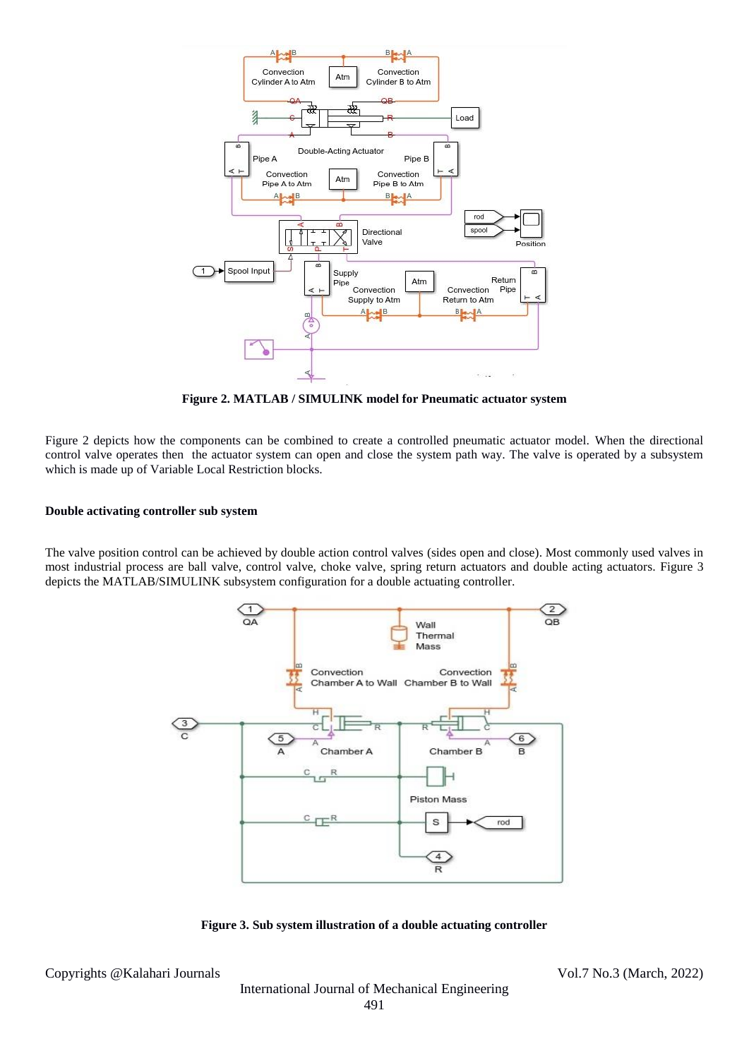**Figure 2. MATLAB / SIMULINK model for Pneumatic actuator system**

Figure 2 depicts how the components can be combined to create a controlled pneumatic actuator model. When the directional control valve operates then the actuator system can open and close the system path way. The valve is operated by a subsystem which is made up of Variable Local Restriction blocks.

### Double activating controller sub system

The valve position control can be achieved by double action control valves (sides open and close). Most commonly used valves in most industrial process are ball valve, control valve, choke valve, spring return actuators and double acting actuators. Figure 3 depicts the MATLAB/SIMULINK subsystem configuration for a double actuating controller.

**Figure 3. Sub system illustration of a double actuating controller**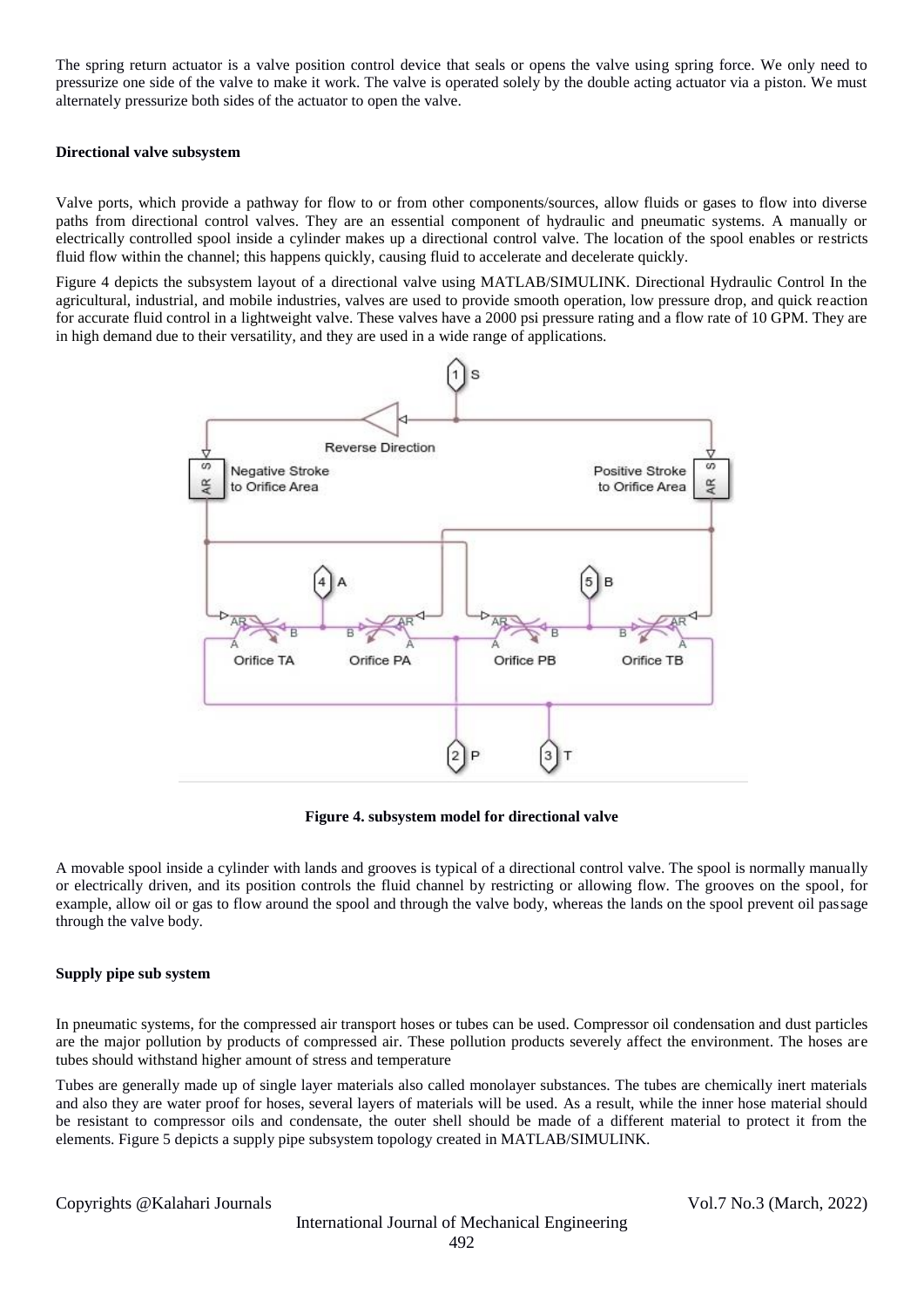The spring return actuator is a valve position control device that seals or opens the valve using spring force. We only need to pressurize one side of the valve to make it work. The valve is operated solely by the double acting actuator via a piston. We must alternately pressurize both sides of the actuator to open the valve.

**Directional valve subsystem**

Valve ports, which provide a pathway for flow to or from other components/sources, allow fluids or gases to flow into diverse paths from directional control valves. They are an essential component of hydraulic and pneumatic systems. A manually or electrically controlled spool inside a cylinder makes up a directional control valve. The location of the spool enables or restricts fluid flow within the channel; this happens quickly, causing fluid to accelerate and decelerate quickly.

Figure 4 depicts the subsystem layout of a directional valve using MATLAB/SIMULINK. Directional Hydraulic Control In the agricultural, industrial, and mobile industries, valves are used to provide smooth operation, low pressure drop, and quick reaction for accurate fluid control in a lightweight valve. These valves have a 2000 psi pressure rating and a flow rate of 10 GPM. They are in high demand due to their versatility, and they are used in a wide range of applications.

**Figure 4. subsystem model for directional valve**

A movable spool inside a cylinder with lands and grooves is typical of a directional control valve. The spool is normally manually or electrically driven, and its position controls the fluid channel by restricting or allowing flow. The grooves on the spool, for example, allow oil or gas to flow around the spool and through the valve body, whereas the lands on the spool prevent oil passage through the valve body.

**Supply pipe sub system**

In pneumatic systems, for the compressed air transport hoses or tubes can be used. Compressor oil condensation and dust particles are the major pollution by products of compressed air. These pollution products severely affect the environment. The hoses are tubes should withstand higher amount of stress and temperature

Tubes are generally made up of single layer materials also called monolayer substances. The tubes are chemically inert materials and also they are water proof for hoses, several layers of materials will be used. As a result, while the inner hose material should be resistant to compressor oils and condensate, the outer shell should be made of a different material to protect it from the elements. Figure 5 depicts a supply pipe subsystem topology created in MATLAB/SIMULINK.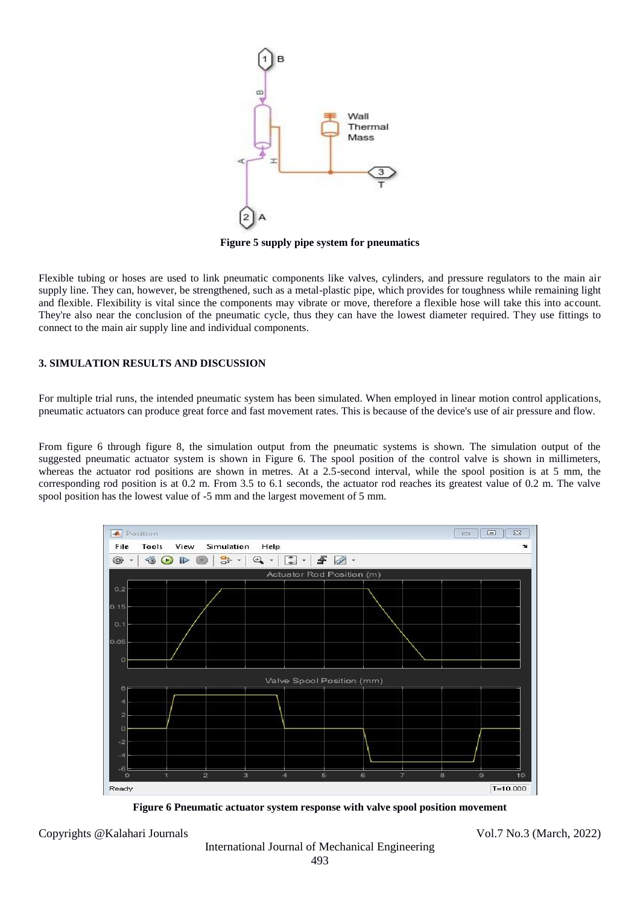**Figure 5 supply pipe system for pneumatics**

Flexible tubing or hoses are used to link pneumatic components like valves, cylinders, and pressure regulators to the main air supply line. They can, however, be strengthened, such as a metal-plastic pipe, which provides for toughness while remaining light and flexible. Flexibility is vital since the components may vibrate or move, therefore a flexible hose will take this into account. They're also near the conclusion of the pneumatic cycle, thus they can have the lowest diameter required. They use fittings to connect to the main air supply line and individual components.

### 3. SIMULATION RESULTS AND DISCUSSION

For multiple trial runs, the intended pneumatic system has been simulated. When employed in linear motion control applications, pneumatic actuators can produce great force and fast movement rates. This is because of the device's use of air pressure and flow.

From figure 6 through figure 8, the simulation output from the pneumatic systems is shown. The simulation output of the suggested pneumatic actuator system is shown in Figure 6. The spool position of the control valve is shown in millimeters, whereas the actuator rod positions are shown in metres. At a 2.5-second interval, while the spool position is at 5 mm, the corresponding rod position is at 0.2 m. From 3.5 to 6.1 seconds, the actuator rod reaches its greatest value of 0.2 m. The valve spool position has the lowest value of -5 mm and the largest movement of 5 mm.

**Figure 6 Pneumatic actuator system response with valve spool position movement**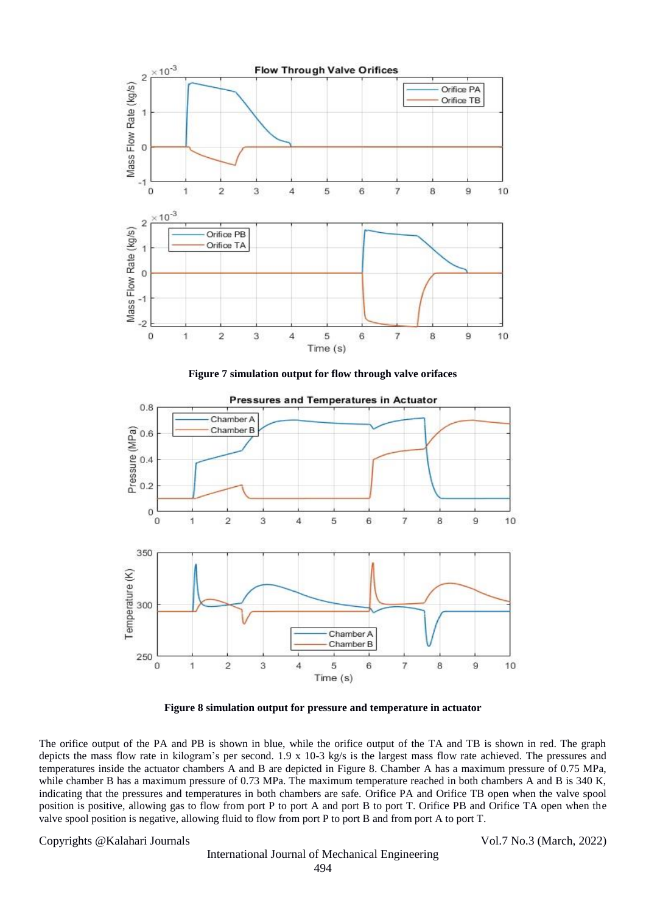Figure 7 simulation output for flow through valve orifaces

Figure 8 simulation output for pressure and temperature in actuator

The orifice output of the PA and PB is shown in blue, while the orifice output of the TA and TB is shown in red. The graph depicts the mass flow rate in kilogram's per second. 1.9 x 10-3 kg/s is the largest mass flow rate achieved. The pressures and temperatures inside the actuator chambers A and B are depicted in Figure 8. Chamber A has a maximum pressure of 0.75 MPa, while chamber B has a maximum pressure of 0.73 MPa. The maximum temperature reached in both chambers A and B is 340 K, indicating that the pressures and temperatures in both chambers are safe. Orifice PA and Orifice TB open when the valve spool position is positive, allowing gas to flow from port P to port A and port B to port T. Orifice PB and Orifice TA open when the valve spool position is negative, allowing fluid to flow from port P to port B and from port A to port T.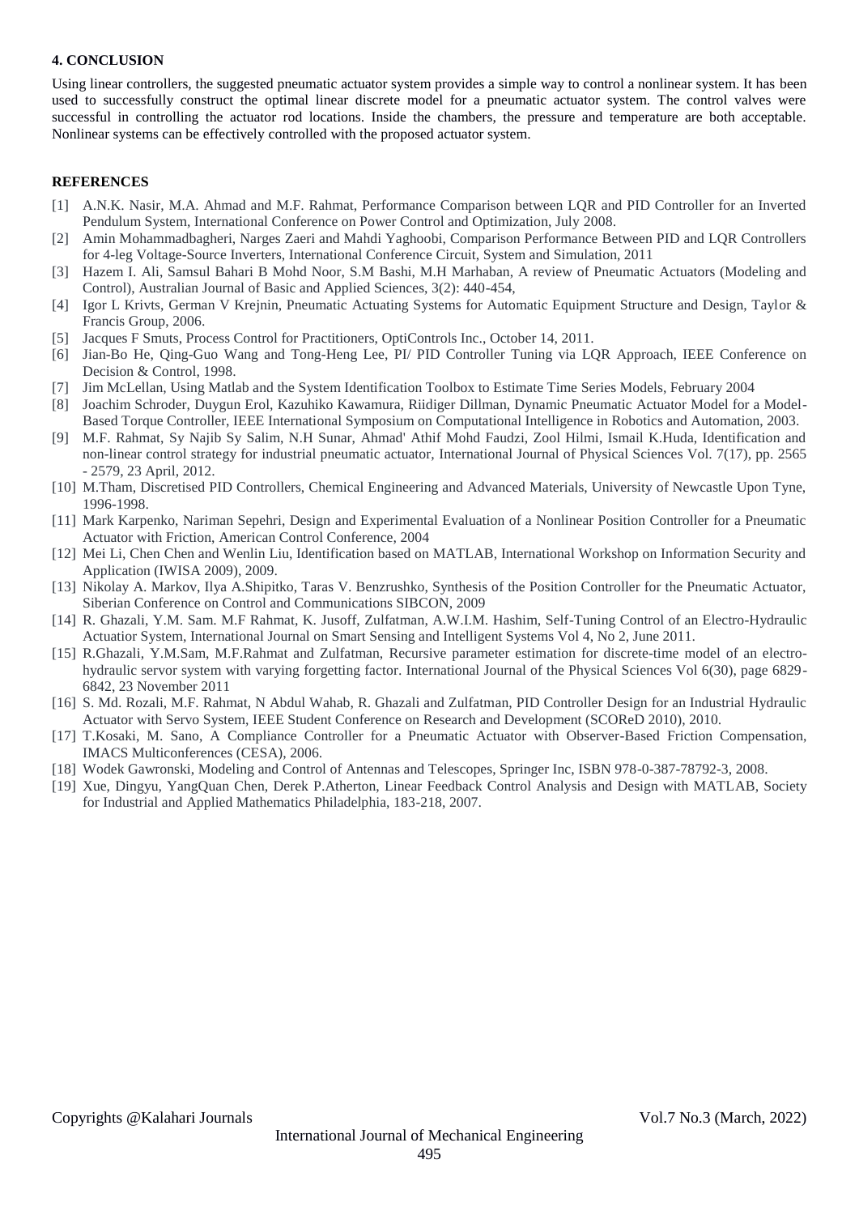## 4. CONCLUSION

Using linear controllers, the suggested pneumatic actuator system provides a simple way to control a nonlinear system. It has been used to successfully construct the optimal linear discrete model for a pneumatic actuator system. The control valves were successful in controlling the actuator rod locations. Inside the chambers, the pressure and temperature are both acceptable. Nonlinear systems can be effectively controlled with the proposed actuator system.

## REFERENCES

[1] A.N.K. Nasir, M.A. Ahmad and M.F. Rahmat, Performance Comparison between LQR and PID Controller for an Inverted Pendulum System, International Conference on Power Control and Optimization, July 2008.

[2] Amin Mohammadbagheri, Narges Zaeri and Mahdi Yaghoobi, Comparison Performance Between PID and LQR Controllers for 4-leg Voltage-Source Inverters, International Conference Circuit, System and Simulation, 2011

[3] Hazem I. Ali, Samsul Bahari B Mohd Noor, S.M Bashi, M.H Marhaban, A review of Pneumatic Actuators (Modeling and Control), Australian Journal of Basic and Applied Sciences, 3(2): 440-454,

[4] Igor L Krivts, German V Krejnin, Pneumatic Actuating Systems for Automatic Equipment Structure and Design, Taylor & Francis Group, 2006.

[5] Jacques F Smuts, Process Control for Practitioners, OptiControls Inc., October 14, 2011.

[6] Jian-Bo He, Qing-Guo Wang and Tong-Heng Lee, PI/ PID Controller Tuning via LQR Approach, IEEE Conference on Decision & Control, 1998.

[7] Jim McLellan, Using Matlab and the System Identification Toolbox to Estimate Time Series Models, February 2004

[8] Joachim Schroder, Duygun Erol, Kazuhiko Kawamura, Riidiger Dillman, Dynamic Pneumatic Actuator Model for a Model-Based Torque Controller, IEEE International Symposium on Computational Intelligence in Robotics and Automation, 2003.

[9] M.F. Rahmat, Sy Najib Sy Salim, N.H Sunar, Ahmad' Athif Mohd Faudzi, Zool Hilmi, Ismail K.Huda, Identification and non-linear control strategy for industrial pneumatic actuator, International Journal of Physical Sciences Vol. 7(17), pp. 2565 - 2579, 23 April, 2012.

[10] M.Tham, Discretised PID Controllers, Chemical Engineering and Advanced Materials, University of Newcastle Upon Tyne, 1996-1998.

[11] Mark Karpenko, Nariman Sepehri, Design and Experimental Evaluation of a Nonlinear Position Controller for a Pneumatic Actuator with Friction, American Control Conference, 2004

[12] Mei Li, Chen Chen and Wenlin Liu, Identification based on MATLAB, International Workshop on Information Security and Application (IWISA 2009), 2009.

[13] Nikolay A. Markov, Ilya A.Shipitko, Taras V. Benzrushko, Synthesis of the Position Controller for the Pneumatic Actuator, Siberian Conference on Control and Communications SIBCON, 2009

[14] R. Ghazali, Y.M. Sam. M.F Rahmat, K. Jusoff, Zulfatman, A.W.I.M. Hashim, Self-Tuning Control of an Electro-Hydraulic Actuatior System, International Journal on Smart Sensing and Intelligent Systems Vol 4, No 2, June 2011.

[15] R.Ghazali, Y.M.Sam, M.F.Rahmat and Zulfatman, Recursive parameter estimation for discrete-time model of an electro-hydraulic servor system with varying forgetting factor. International Journal of the Physical Sciences Vol 6(30), page 6829-6842, 23 November 2011

[16] S. Md. Rozali, M.F. Rahmat, N Abdul Wahab, R. Ghazali and Zulfatman, PID Controller Design for an Industrial Hydraulic Actuator with Servo System, IEEE Student Conference on Research and Development (SCOReD 2010), 2010.

[17] T.Kosaki, M. Sano, A Compliance Controller for a Pneumatic Actuator with Observer-Based Friction Compensation, IMACS Multiconferences (CESA), 2006.

[18] Wodek Gawronski, Modeling and Control of Antennas and Telescopes, Springer Inc, ISBN 978-0-387-78792-3, 2008.

[19] Xue, Dingyu, YangQuan Chen, Derek P.Atherton, Linear Feedback Control Analysis and Design with MATLAB, Society for Industrial and Applied Mathematics Philadelphia, 183-218, 2007.